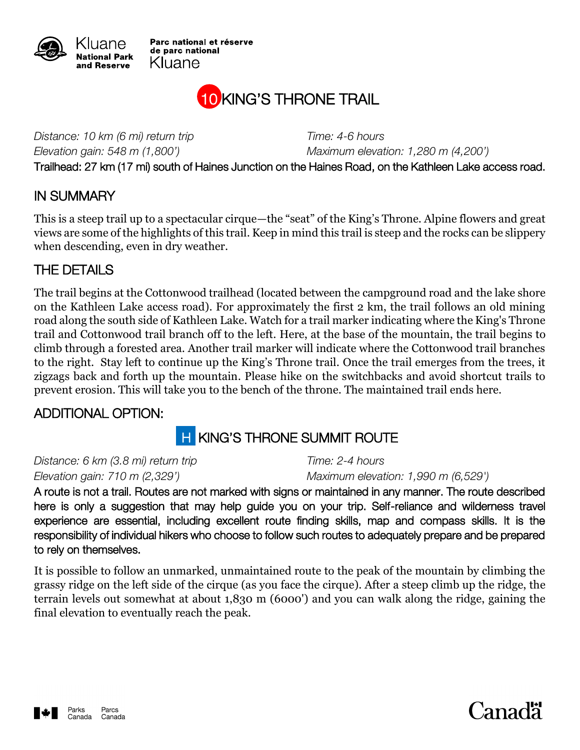Kluane National Park and Reserve

Parc national et réserve de parc national Kluane

# 10 KING'S THRONE TRAIL

*Distance: 10 km (6 mi) return trip* | *Time: 4-6 hours*
*Elevation gain: 548 m (1,800')* | *Maximum elevation: 1,280 m (4,200')*

Trailhead: 27 km (17 mi) south of Haines Junction on the Haines Road, on the Kathleen Lake access road.

## IN SUMMARY

This is a steep trail up to a spectacular cirque—the "seat" of the King's Throne. Alpine flowers and great views are some of the highlights of this trail. Keep in mind this trail is steep and the rocks can be slippery when descending, even in dry weather.

## THE DETAILS

The trail begins at the Cottonwood trailhead (located between the campground road and the lake shore on the Kathleen Lake access road). For approximately the first 2 km, the trail follows an old mining road along the south side of Kathleen Lake. Watch for a trail marker indicating where the King's Throne trail and Cottonwood trail branch off to the left. Here, at the base of the mountain, the trail begins to climb through a forested area. Another trail marker will indicate where the Cottonwood trail branches to the right. Stay left to continue up the King's Throne trail. Once the trail emerges from the trees, it zigzags back and forth up the mountain. Please hike on the switchbacks and avoid shortcut trails to prevent erosion. This will take you to the bench of the throne. The maintained trail ends here.

## ADDITIONAL OPTION:

### H KING'S THRONE SUMMIT ROUTE

*Distance: 6 km (3.8 mi) return trip* | *Time: 2-4 hours*
*Elevation gain: 710 m (2,329')* | *Maximum elevation: 1,990 m (6,529')*

A route is not a trail. Routes are not marked with signs or maintained in any manner. The route described here is only a suggestion that may help guide you on your trip. Self-reliance and wilderness travel experience are essential, including excellent route finding skills, map and compass skills. It is the responsibility of individual hikers who choose to follow such routes to adequately prepare and be prepared to rely on themselves.

It is possible to follow an unmarked, unmaintained route to the peak of the mountain by climbing the grassy ridge on the left side of the cirque (as you face the cirque). After a steep climb up the ridge, the terrain levels out somewhat at about 1,830 m (6000') and you can walk along the ridge, gaining the final elevation to eventually reach the peak.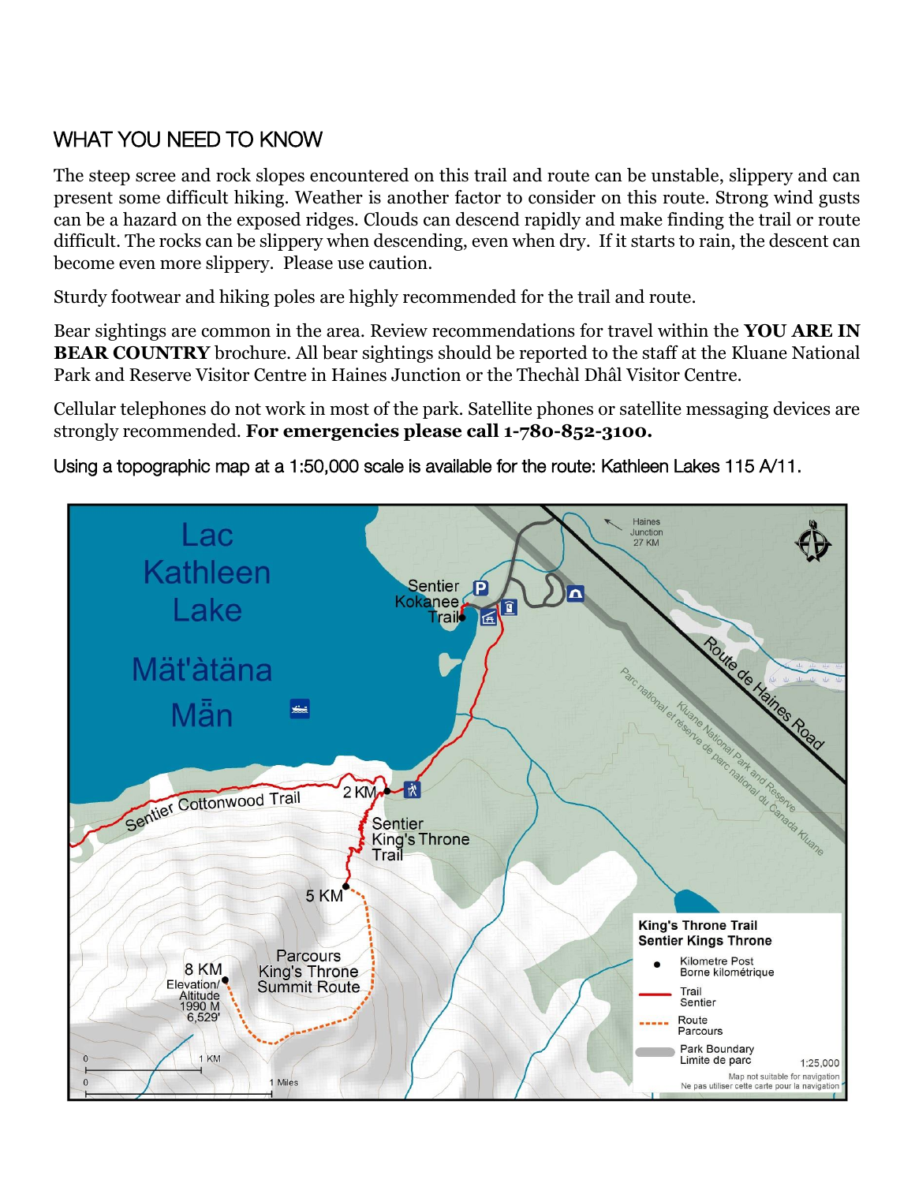## WHAT YOU NEED TO KNOW

The steep scree and rock slopes encountered on this trail and route can be unstable, slippery and can present some difficult hiking. Weather is another factor to consider on this route. Strong wind gusts can be a hazard on the exposed ridges. Clouds can descend rapidly and make finding the trail or route difficult. The rocks can be slippery when descending, even when dry. If it starts to rain, the descent can become even more slippery. Please use caution.

Sturdy footwear and hiking poles are highly recommended for the trail and route.

Bear sightings are common in the area. Review recommendations for travel within the **YOU ARE IN BEAR COUNTRY** brochure. All bear sightings should be reported to the staff at the Kluane National Park and Reserve Visitor Centre in Haines Junction or the Thechàl Dhâl Visitor Centre.

Cellular telephones do not work in most of the park. Satellite phones or satellite messaging devices are strongly recommended. **For emergencies please call 1-780-852-3100.**

Using a topographic map at a 1:50,000 scale is available for the route: Kathleen Lakes 115 A/11.

Lac Kathleen Lake

Mät'àtäna Mān

Haines Junction 27 KM

Sentier Kokanee Trail

Route de Haines Road

Parc national et réserve de parc national du Canada Kluane

Kluane National Park and Reserve

Sentier Cottonwood Trail

2 KM

Sentier King's Throne Trail

5 KM

Parcours King's Throne Summit Route

8 KM

Elevation/ Altitude 1990 M 6,529'

0 1 KM

0 1 Miles

King's Throne Trail
Sentier Kings Throne

Kilometre Post / Borne kilométrique

Trail / Sentier

Route / Parcours

Park Boundary / Limite de parc

1:25,000

Map not suitable for navigation
Ne pas utiliser cette carte pour la navigation